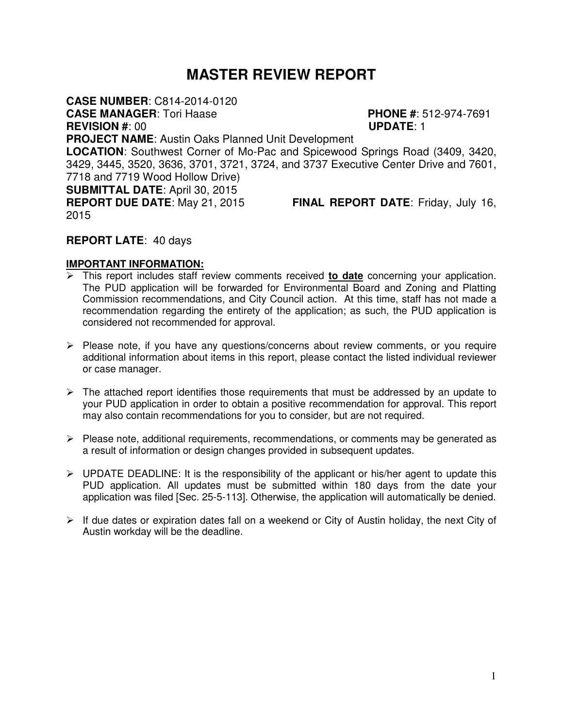# MASTER REVIEW REPORT

**CASE NUMBER**: C814-2014-0120
**CASE MANAGER**: Tori Haase **PHONE #**: 512-974-7691
**REVISION #**: 00 **UPDATE**: 1
**PROJECT NAME**: Austin Oaks Planned Unit Development
**LOCATION**: Southwest Corner of Mo-Pac and Spicewood Springs Road (3409, 3420, 3429, 3445, 3520, 3636, 3701, 3721, 3724, and 3737 Executive Center Drive and 7601, 7718 and 7719 Wood Hollow Drive)
**SUBMITTAL DATE**: April 30, 2015
**REPORT DUE DATE**: May 21, 2015 **FINAL REPORT DATE**: Friday, July 16, 2015

**REPORT LATE**: 40 days

**IMPORTANT INFORMATION:**

- This report includes staff review comments received **to date** concerning your application. The PUD application will be forwarded for Environmental Board and Zoning and Platting Commission recommendations, and City Council action. At this time, staff has not made a recommendation regarding the entirety of the application; as such, the PUD application is considered not recommended for approval.

- Please note, if you have any questions/concerns about review comments, or you require additional information about items in this report, please contact the listed individual reviewer or case manager.

- The attached report identifies those requirements that must be addressed by an update to your PUD application in order to obtain a positive recommendation for approval. This report may also contain recommendations for you to consider, but are not required.

- Please note, additional requirements, recommendations, or comments may be generated as a result of information or design changes provided in subsequent updates.

- UPDATE DEADLINE: It is the responsibility of the applicant or his/her agent to update this PUD application. All updates must be submitted within 180 days from the date your application was filed [Sec. 25-5-113]. Otherwise, the application will automatically be denied.

- If due dates or expiration dates fall on a weekend or City of Austin holiday, the next City of Austin workday will be the deadline.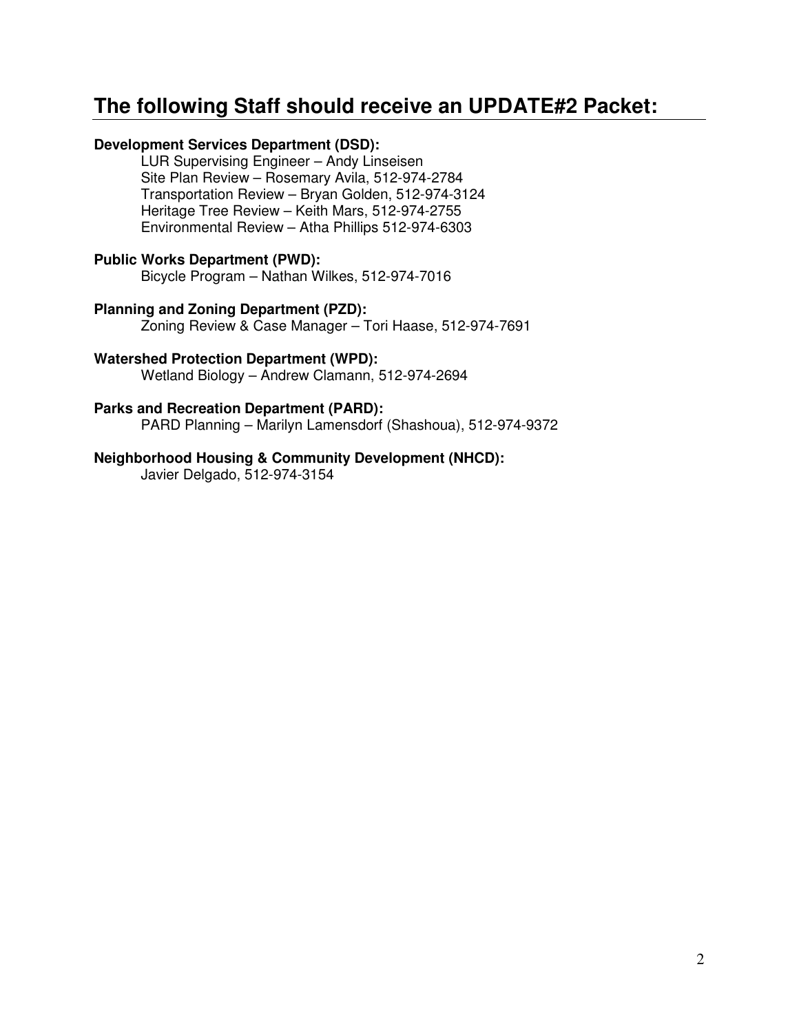## The following Staff should receive an UPDATE#2 Packet:

**Development Services Department (DSD):**

LUR Supervising Engineer – Andy Linseisen
Site Plan Review – Rosemary Avila, 512-974-2784
Transportation Review – Bryan Golden, 512-974-3124
Heritage Tree Review – Keith Mars, 512-974-2755
Environmental Review – Atha Phillips 512-974-6303

**Public Works Department (PWD):**

Bicycle Program – Nathan Wilkes, 512-974-7016

**Planning and Zoning Department (PZD):**

Zoning Review & Case Manager – Tori Haase, 512-974-7691

**Watershed Protection Department (WPD):**

Wetland Biology – Andrew Clamann, 512-974-2694

**Parks and Recreation Department (PARD):**

PARD Planning – Marilyn Lamensdorf (Shashoua), 512-974-9372

**Neighborhood Housing & Community Development (NHCD):**

Javier Delgado, 512-974-3154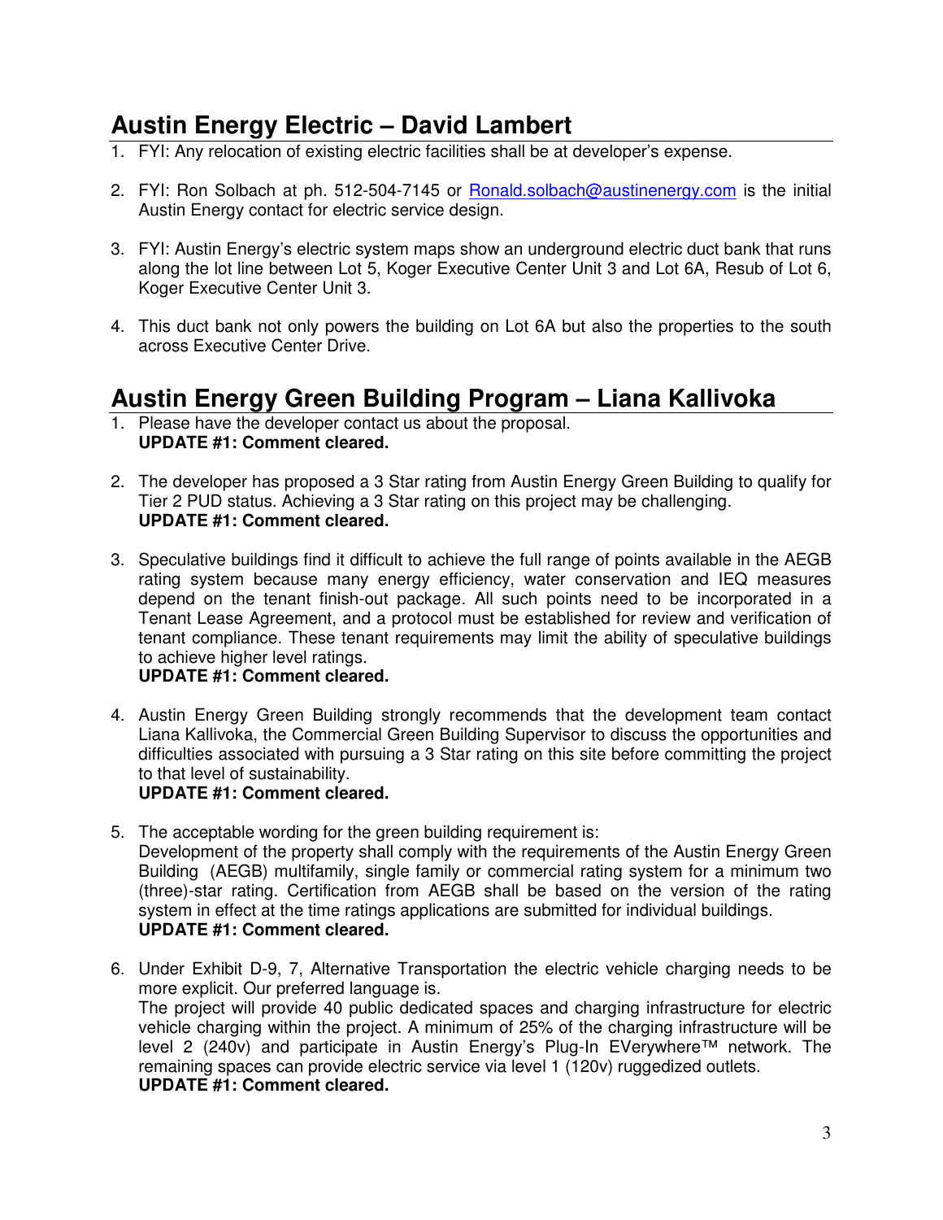## Austin Energy Electric – David Lambert

1. FYI: Any relocation of existing electric facilities shall be at developer's expense.

2. FYI: Ron Solbach at ph. 512-504-7145 or [Ronald.solbach@austinenergy.com](mailto:Ronald.solbach@austinenergy.com) is the initial Austin Energy contact for electric service design.

3. FYI: Austin Energy's electric system maps show an underground electric duct bank that runs along the lot line between Lot 5, Koger Executive Center Unit 3 and Lot 6A, Resub of Lot 6, Koger Executive Center Unit 3.

4. This duct bank not only powers the building on Lot 6A but also the properties to the south across Executive Center Drive.

## Austin Energy Green Building Program – Liana Kallivoka

1. Please have the developer contact us about the proposal.
   **UPDATE #1: Comment cleared.**

2. The developer has proposed a 3 Star rating from Austin Energy Green Building to qualify for Tier 2 PUD status. Achieving a 3 Star rating on this project may be challenging.
   **UPDATE #1: Comment cleared.**

3. Speculative buildings find it difficult to achieve the full range of points available in the AEGB rating system because many energy efficiency, water conservation and IEQ measures depend on the tenant finish-out package. All such points need to be incorporated in a Tenant Lease Agreement, and a protocol must be established for review and verification of tenant compliance. These tenant requirements may limit the ability of speculative buildings to achieve higher level ratings.
   **UPDATE #1: Comment cleared.**

4. Austin Energy Green Building strongly recommends that the development team contact Liana Kallivoka, the Commercial Green Building Supervisor to discuss the opportunities and difficulties associated with pursuing a 3 Star rating on this site before committing the project to that level of sustainability.
   **UPDATE #1: Comment cleared.**

5. The acceptable wording for the green building requirement is:
   Development of the property shall comply with the requirements of the Austin Energy Green Building (AEGB) multifamily, single family or commercial rating system for a minimum two (three)-star rating. Certification from AEGB shall be based on the version of the rating system in effect at the time ratings applications are submitted for individual buildings.
   **UPDATE #1: Comment cleared.**

6. Under Exhibit D-9, 7, Alternative Transportation the electric vehicle charging needs to be more explicit. Our preferred language is.
   The project will provide 40 public dedicated spaces and charging infrastructure for electric vehicle charging within the project. A minimum of 25% of the charging infrastructure will be level 2 (240v) and participate in Austin Energy's Plug-In EVerywhere™ network. The remaining spaces can provide electric service via level 1 (120v) ruggedized outlets.
   **UPDATE #1: Comment cleared.**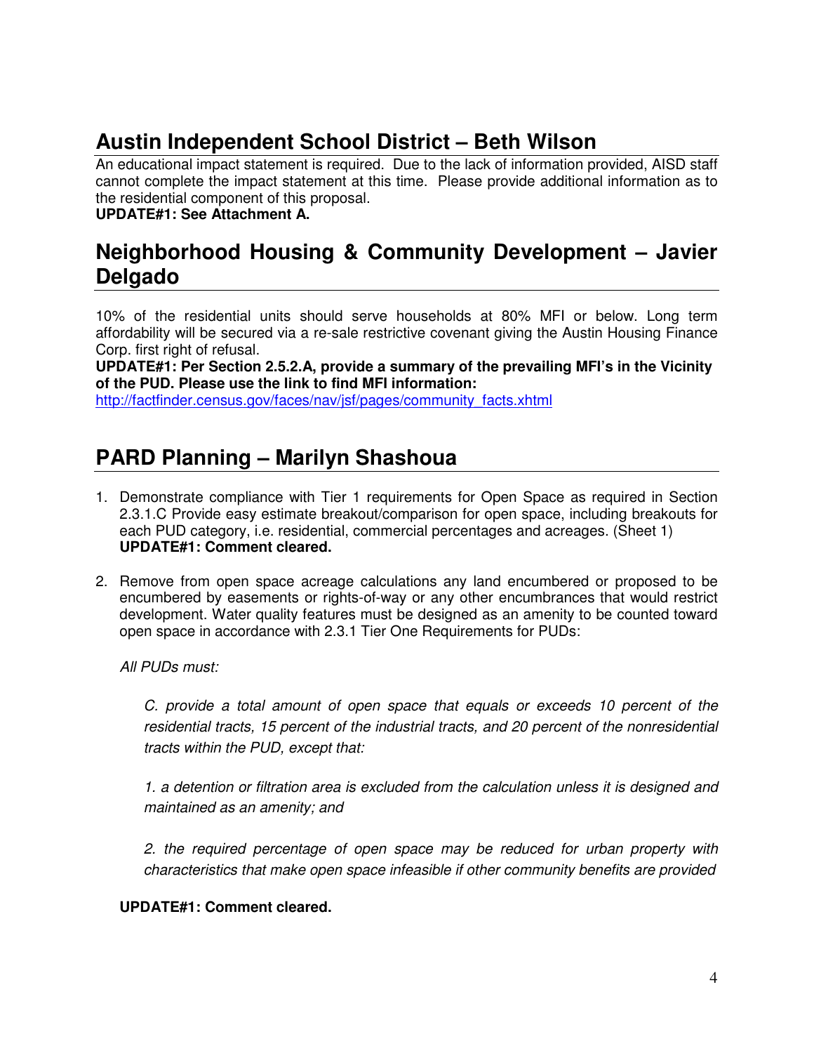## Austin Independent School District – Beth Wilson

An educational impact statement is required. Due to the lack of information provided, AISD staff cannot complete the impact statement at this time. Please provide additional information as to the residential component of this proposal.
**UPDATE#1: See Attachment A.**

## Neighborhood Housing & Community Development – Javier Delgado

10% of the residential units should serve households at 80% MFI or below. Long term affordability will be secured via a re-sale restrictive covenant giving the Austin Housing Finance Corp. first right of refusal.
**UPDATE#1: Per Section 2.5.2.A, provide a summary of the prevailing MFI's in the Vicinity of the PUD. Please use the link to find MFI information:**
[http://factfinder.census.gov/faces/nav/jsf/pages/community_facts.xhtml](http://factfinder.census.gov/faces/nav/jsf/pages/community_facts.xhtml)

## PARD Planning – Marilyn Shashoua

1. Demonstrate compliance with Tier 1 requirements for Open Space as required in Section 2.3.1.C Provide easy estimate breakout/comparison for open space, including breakouts for each PUD category, i.e. residential, commercial percentages and acreages. (Sheet 1)
   **UPDATE#1: Comment cleared.**

2. Remove from open space acreage calculations any land encumbered or proposed to be encumbered by easements or rights-of-way or any other encumbrances that would restrict development. Water quality features must be designed as an amenity to be counted toward open space in accordance with 2.3.1 Tier One Requirements for PUDs:

   *All PUDs must:*

   > *C. provide a total amount of open space that equals or exceeds 10 percent of the residential tracts, 15 percent of the industrial tracts, and 20 percent of the nonresidential tracts within the PUD, except that:*
   >
   > *1. a detention or filtration area is excluded from the calculation unless it is designed and maintained as an amenity; and*
   >
   > *2. the required percentage of open space may be reduced for urban property with characteristics that make open space infeasible if other community benefits are provided*

   **UPDATE#1: Comment cleared.**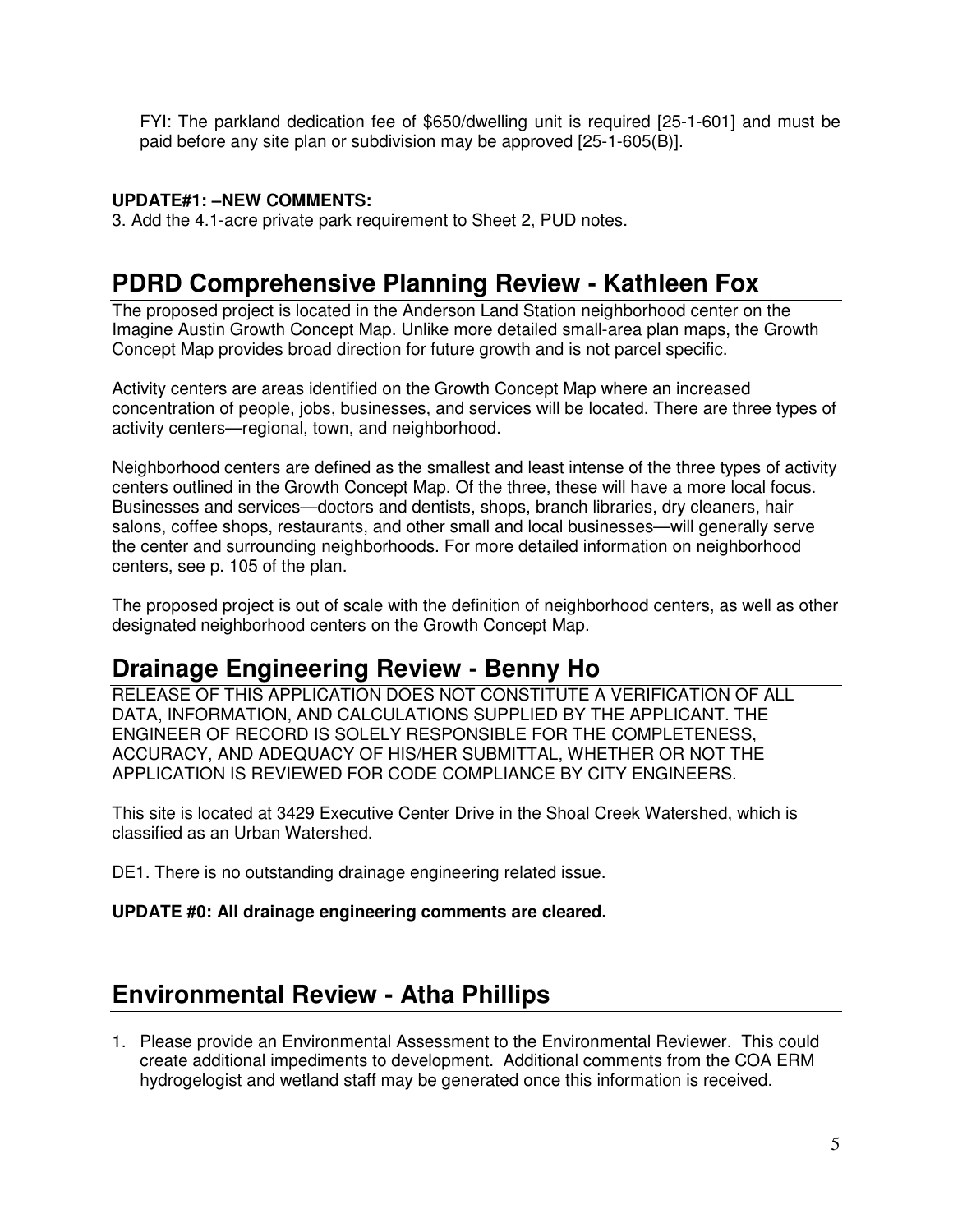FYI: The parkland dedication fee of $650/dwelling unit is required [25-1-601] and must be paid before any site plan or subdivision may be approved [25-1-605(B)].

**UPDATE#1: –NEW COMMENTS:**

3. Add the 4.1-acre private park requirement to Sheet 2, PUD notes.

## PDRD Comprehensive Planning Review - Kathleen Fox

The proposed project is located in the Anderson Land Station neighborhood center on the Imagine Austin Growth Concept Map. Unlike more detailed small-area plan maps, the Growth Concept Map provides broad direction for future growth and is not parcel specific.

Activity centers are areas identified on the Growth Concept Map where an increased concentration of people, jobs, businesses, and services will be located. There are three types of activity centers—regional, town, and neighborhood.

Neighborhood centers are defined as the smallest and least intense of the three types of activity centers outlined in the Growth Concept Map. Of the three, these will have a more local focus. Businesses and services—doctors and dentists, shops, branch libraries, dry cleaners, hair salons, coffee shops, restaurants, and other small and local businesses—will generally serve the center and surrounding neighborhoods. For more detailed information on neighborhood centers, see p. 105 of the plan.

The proposed project is out of scale with the definition of neighborhood centers, as well as other designated neighborhood centers on the Growth Concept Map.

## Drainage Engineering Review - Benny Ho

RELEASE OF THIS APPLICATION DOES NOT CONSTITUTE A VERIFICATION OF ALL DATA, INFORMATION, AND CALCULATIONS SUPPLIED BY THE APPLICANT. THE ENGINEER OF RECORD IS SOLELY RESPONSIBLE FOR THE COMPLETENESS, ACCURACY, AND ADEQUACY OF HIS/HER SUBMITTAL, WHETHER OR NOT THE APPLICATION IS REVIEWED FOR CODE COMPLIANCE BY CITY ENGINEERS.

This site is located at 3429 Executive Center Drive in the Shoal Creek Watershed, which is classified as an Urban Watershed.

DE1. There is no outstanding drainage engineering related issue.

**UPDATE #0: All drainage engineering comments are cleared.**

## Environmental Review - Atha Phillips

1. Please provide an Environmental Assessment to the Environmental Reviewer. This could create additional impediments to development. Additional comments from the COA ERM hydrogelogist and wetland staff may be generated once this information is received.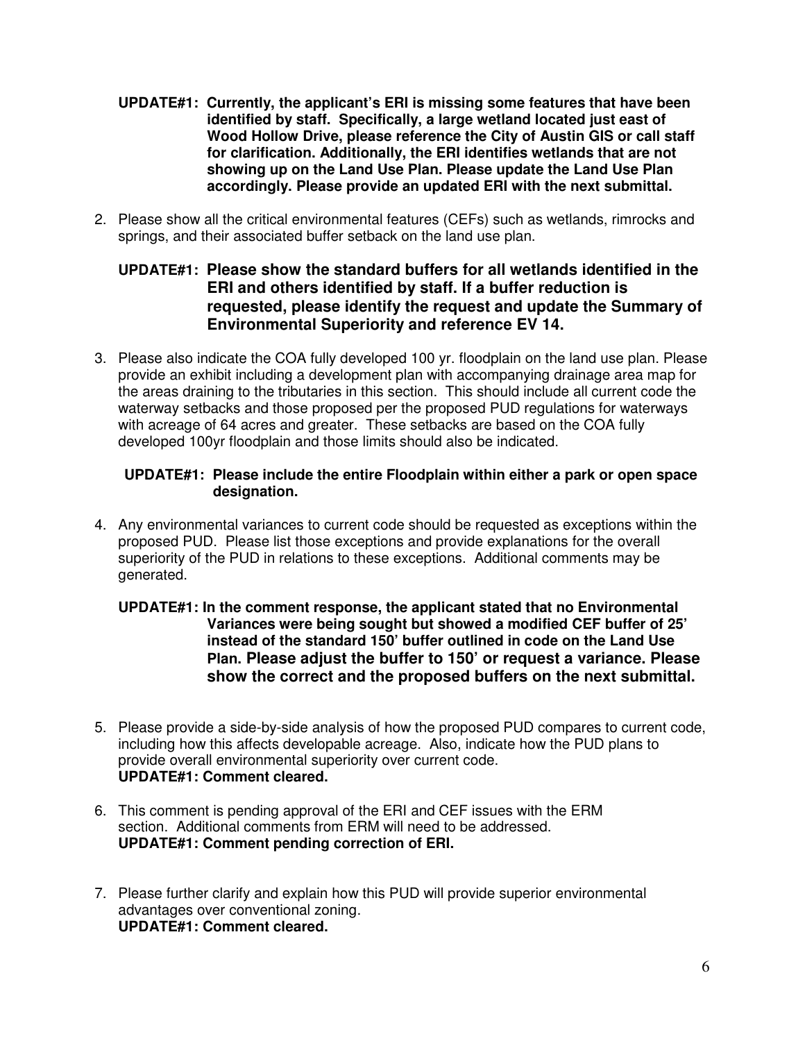**UPDATE#1: Currently, the applicant's ERI is missing some features that have been identified by staff. Specifically, a large wetland located just east of Wood Hollow Drive, please reference the City of Austin GIS or call staff for clarification. Additionally, the ERI identifies wetlands that are not showing up on the Land Use Plan. Please update the Land Use Plan accordingly. Please provide an updated ERI with the next submittal.**

2. Please show all the critical environmental features (CEFs) such as wetlands, rimrocks and springs, and their associated buffer setback on the land use plan.

   **UPDATE#1: Please show the standard buffers for all wetlands identified in the ERI and others identified by staff. If a buffer reduction is requested, please identify the request and update the Summary of Environmental Superiority and reference EV 14.**

3. Please also indicate the COA fully developed 100 yr. floodplain on the land use plan. Please provide an exhibit including a development plan with accompanying drainage area map for the areas draining to the tributaries in this section. This should include all current code the waterway setbacks and those proposed per the proposed PUD regulations for waterways with acreage of 64 acres and greater. These setbacks are based on the COA fully developed 100yr floodplain and those limits should also be indicated.

   **UPDATE#1: Please include the entire Floodplain within either a park or open space designation.**

4. Any environmental variances to current code should be requested as exceptions within the proposed PUD. Please list those exceptions and provide explanations for the overall superiority of the PUD in relations to these exceptions. Additional comments may be generated.

   **UPDATE#1: In the comment response, the applicant stated that no Environmental Variances were being sought but showed a modified CEF buffer of 25' instead of the standard 150' buffer outlined in code on the Land Use Plan. Please adjust the buffer to 150' or request a variance. Please show the correct and the proposed buffers on the next submittal.**

5. Please provide a side-by-side analysis of how the proposed PUD compares to current code, including how this affects developable acreage. Also, indicate how the PUD plans to provide overall environmental superiority over current code.
   **UPDATE#1: Comment cleared.**

6. This comment is pending approval of the ERI and CEF issues with the ERM section. Additional comments from ERM will need to be addressed.
   **UPDATE#1: Comment pending correction of ERI.**

7. Please further clarify and explain how this PUD will provide superior environmental advantages over conventional zoning.
   **UPDATE#1: Comment cleared.**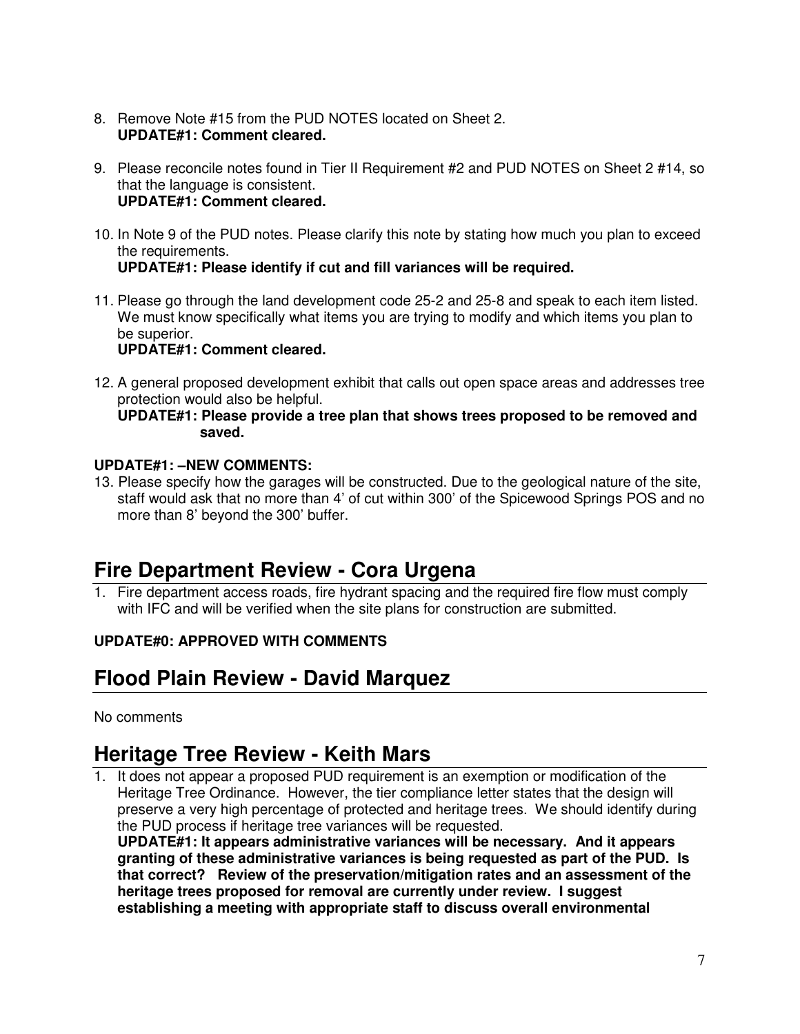8. Remove Note #15 from the PUD NOTES located on Sheet 2.
   **UPDATE#1: Comment cleared.**

9. Please reconcile notes found in Tier II Requirement #2 and PUD NOTES on Sheet 2 #14, so that the language is consistent.
   **UPDATE#1: Comment cleared.**

10. In Note 9 of the PUD notes. Please clarify this note by stating how much you plan to exceed the requirements.
    **UPDATE#1: Please identify if cut and fill variances will be required.**

11. Please go through the land development code 25-2 and 25-8 and speak to each item listed. We must know specifically what items you are trying to modify and which items you plan to be superior.
    **UPDATE#1: Comment cleared.**

12. A general proposed development exhibit that calls out open space areas and addresses tree protection would also be helpful.
    **UPDATE#1: Please provide a tree plan that shows trees proposed to be removed and saved.**

**UPDATE#1: –NEW COMMENTS:**

13. Please specify how the garages will be constructed. Due to the geological nature of the site, staff would ask that no more than 4' of cut within 300' of the Spicewood Springs POS and no more than 8' beyond the 300' buffer.

## Fire Department Review - Cora Urgena

1. Fire department access roads, fire hydrant spacing and the required fire flow must comply with IFC and will be verified when the site plans for construction are submitted.

**UPDATE#0: APPROVED WITH COMMENTS**

## Flood Plain Review - David Marquez

No comments

## Heritage Tree Review - Keith Mars

1. It does not appear a proposed PUD requirement is an exemption or modification of the Heritage Tree Ordinance. However, the tier compliance letter states that the design will preserve a very high percentage of protected and heritage trees. We should identify during the PUD process if heritage tree variances will be requested.
   **UPDATE#1: It appears administrative variances will be necessary. And it appears granting of these administrative variances is being requested as part of the PUD. Is that correct? Review of the preservation/mitigation rates and an assessment of the heritage trees proposed for removal are currently under review. I suggest establishing a meeting with appropriate staff to discuss overall environmental**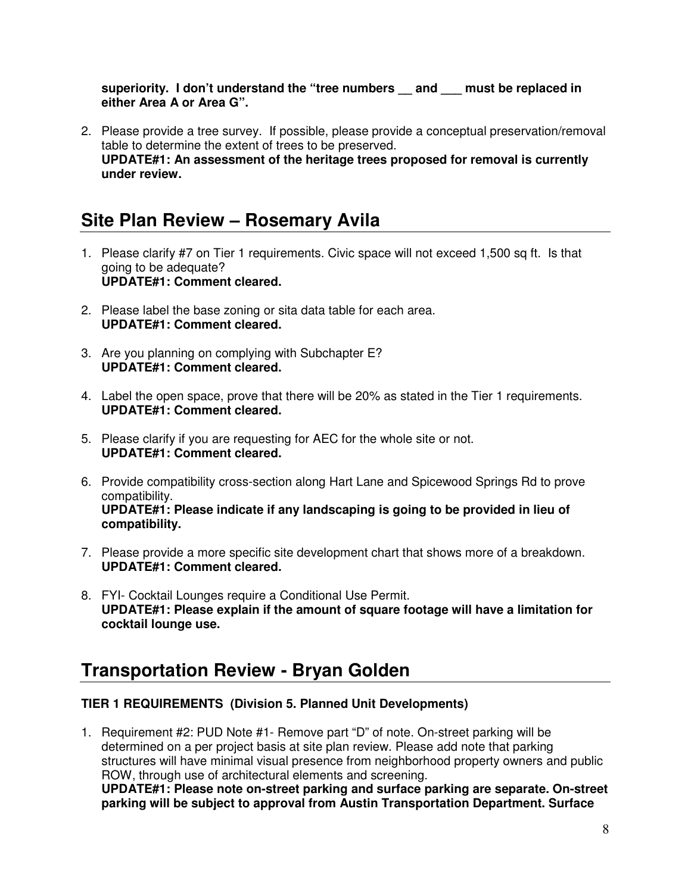**superiority. I don't understand the "tree numbers __ and ___ must be replaced in either Area A or Area G".**

2. Please provide a tree survey. If possible, please provide a conceptual preservation/removal table to determine the extent of trees to be preserved.
   **UPDATE#1: An assessment of the heritage trees proposed for removal is currently under review.**

## Site Plan Review – Rosemary Avila

1. Please clarify #7 on Tier 1 requirements. Civic space will not exceed 1,500 sq ft. Is that going to be adequate?
   **UPDATE#1: Comment cleared.**

2. Please label the base zoning or sita data table for each area.
   **UPDATE#1: Comment cleared.**

3. Are you planning on complying with Subchapter E?
   **UPDATE#1: Comment cleared.**

4. Label the open space, prove that there will be 20% as stated in the Tier 1 requirements.
   **UPDATE#1: Comment cleared.**

5. Please clarify if you are requesting for AEC for the whole site or not.
   **UPDATE#1: Comment cleared.**

6. Provide compatibility cross-section along Hart Lane and Spicewood Springs Rd to prove compatibility.
   **UPDATE#1: Please indicate if any landscaping is going to be provided in lieu of compatibility.**

7. Please provide a more specific site development chart that shows more of a breakdown.
   **UPDATE#1: Comment cleared.**

8. FYI- Cocktail Lounges require a Conditional Use Permit.
   **UPDATE#1: Please explain if the amount of square footage will have a limitation for cocktail lounge use.**

## Transportation Review - Bryan Golden

**TIER 1 REQUIREMENTS (Division 5. Planned Unit Developments)**

1. Requirement #2: PUD Note #1- Remove part "D" of note. On-street parking will be determined on a per project basis at site plan review. Please add note that parking structures will have minimal visual presence from neighborhood property owners and public ROW, through use of architectural elements and screening.
   **UPDATE#1: Please note on-street parking and surface parking are separate. On-street parking will be subject to approval from Austin Transportation Department. Surface**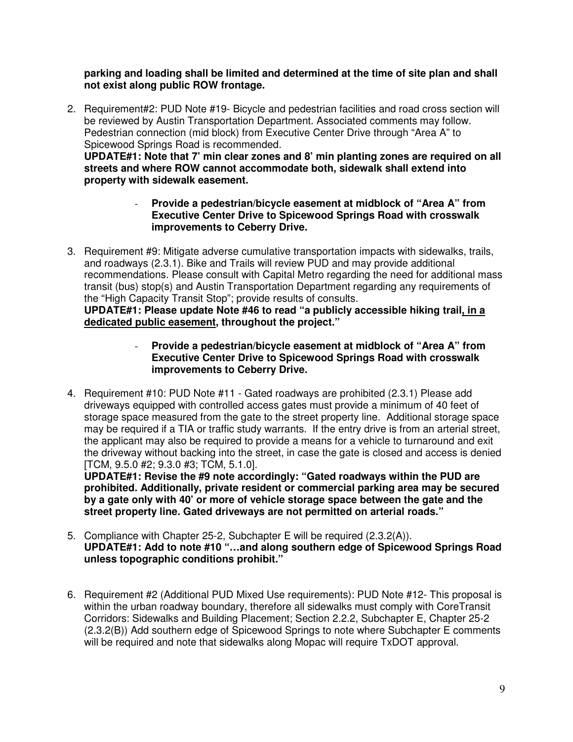**parking and loading shall be limited and determined at the time of site plan and shall not exist along public ROW frontage.**

2. Requirement#2: PUD Note #19- Bicycle and pedestrian facilities and road cross section will be reviewed by Austin Transportation Department. Associated comments may follow. Pedestrian connection (mid block) from Executive Center Drive through "Area A" to Spicewood Springs Road is recommended.
   **UPDATE#1: Note that 7' min clear zones and 8' min planting zones are required on all streets and where ROW cannot accommodate both, sidewalk shall extend into property with sidewalk easement.**

   - **Provide a pedestrian/bicycle easement at midblock of "Area A" from Executive Center Drive to Spicewood Springs Road with crosswalk improvements to Ceberry Drive.**

3. Requirement #9: Mitigate adverse cumulative transportation impacts with sidewalks, trails, and roadways (2.3.1). Bike and Trails will review PUD and may provide additional recommendations. Please consult with Capital Metro regarding the need for additional mass transit (bus) stop(s) and Austin Transportation Department regarding any requirements of the "High Capacity Transit Stop"; provide results of consults.
   **UPDATE#1: Please update Note #46 to read "a publicly accessible hiking trail<u>, in a dedicated public easement</u>, throughout the project."**

   - **Provide a pedestrian/bicycle easement at midblock of "Area A" from Executive Center Drive to Spicewood Springs Road with crosswalk improvements to Ceberry Drive.**

4. Requirement #10: PUD Note #11 - Gated roadways are prohibited (2.3.1) Please add driveways equipped with controlled access gates must provide a minimum of 40 feet of storage space measured from the gate to the street property line. Additional storage space may be required if a TIA or traffic study warrants. If the entry drive is from an arterial street, the applicant may also be required to provide a means for a vehicle to turnaround and exit the driveway without backing into the street, in case the gate is closed and access is denied [TCM, 9.5.0 #2; 9.3.0 #3; TCM, 5.1.0].
   **UPDATE#1: Revise the #9 note accordingly: "Gated roadways within the PUD are prohibited. Additionally, private resident or commercial parking area may be secured by a gate only with 40' or more of vehicle storage space between the gate and the street property line. Gated driveways are not permitted on arterial roads."**

5. Compliance with Chapter 25-2, Subchapter E will be required (2.3.2(A)).
   **UPDATE#1: Add to note #10 "…and along southern edge of Spicewood Springs Road unless topographic conditions prohibit."**

6. Requirement #2 (Additional PUD Mixed Use requirements): PUD Note #12- This proposal is within the urban roadway boundary, therefore all sidewalks must comply with CoreTransit Corridors: Sidewalks and Building Placement; Section 2.2.2, Subchapter E, Chapter 25-2 (2.3.2(B)) Add southern edge of Spicewood Springs to note where Subchapter E comments will be required and note that sidewalks along Mopac will require TxDOT approval.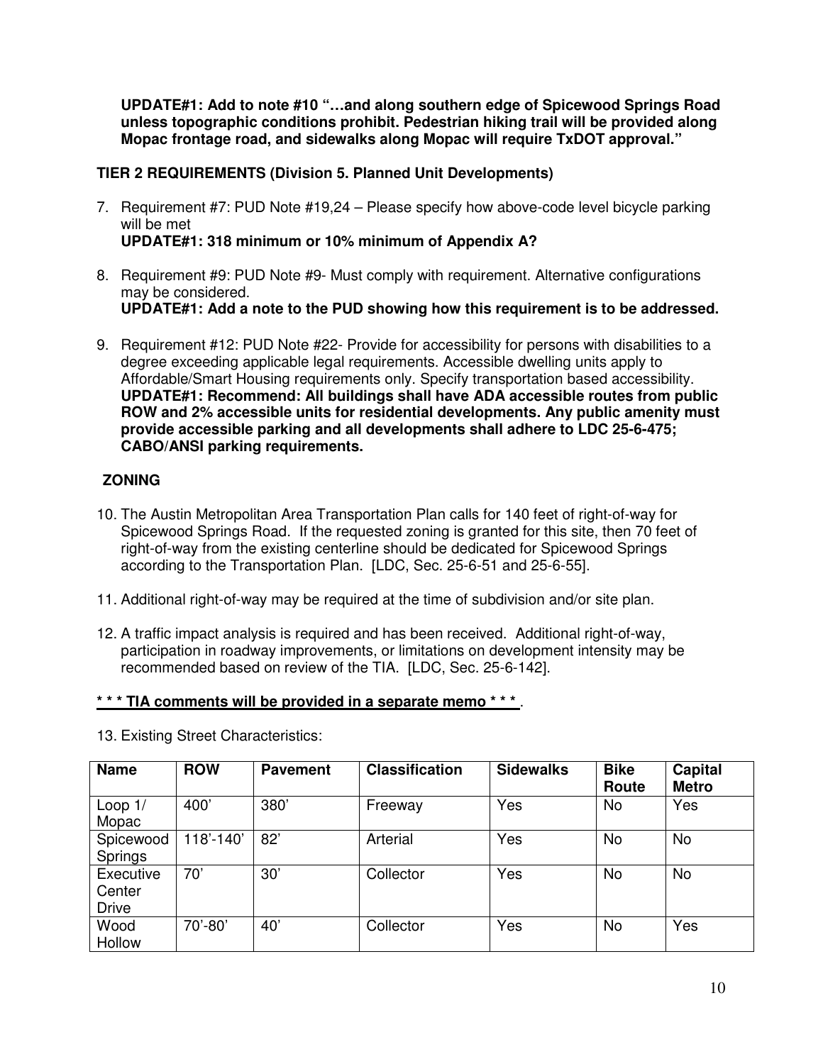**UPDATE#1: Add to note #10 "…and along southern edge of Spicewood Springs Road unless topographic conditions prohibit. Pedestrian hiking trail will be provided along Mopac frontage road, and sidewalks along Mopac will require TxDOT approval."**

**TIER 2 REQUIREMENTS (Division 5. Planned Unit Developments)**

7. Requirement #7: PUD Note #19,24 – Please specify how above-code level bicycle parking will be met
   **UPDATE#1: 318 minimum or 10% minimum of Appendix A?**

8. Requirement #9: PUD Note #9- Must comply with requirement. Alternative configurations may be considered.
   **UPDATE#1: Add a note to the PUD showing how this requirement is to be addressed.**

9. Requirement #12: PUD Note #22- Provide for accessibility for persons with disabilities to a degree exceeding applicable legal requirements. Accessible dwelling units apply to Affordable/Smart Housing requirements only. Specify transportation based accessibility.
   **UPDATE#1: Recommend: All buildings shall have ADA accessible routes from public ROW and 2% accessible units for residential developments. Any public amenity must provide accessible parking and all developments shall adhere to LDC 25-6-475; CABO/ANSI parking requirements.**

**ZONING**

10. The Austin Metropolitan Area Transportation Plan calls for 140 feet of right-of-way for Spicewood Springs Road. If the requested zoning is granted for this site, then 70 feet of right-of-way from the existing centerline should be dedicated for Spicewood Springs according to the Transportation Plan. [LDC, Sec. 25-6-51 and 25-6-55].

11. Additional right-of-way may be required at the time of subdivision and/or site plan.

12. A traffic impact analysis is required and has been received. Additional right-of-way, participation in roadway improvements, or limitations on development intensity may be recommended based on review of the TIA. [LDC, Sec. 25-6-142].

<u>**\* \* \* TIA comments will be provided in a separate memo \* \* \***</u>.

13. Existing Street Characteristics:

| Name | ROW | Pavement | Classification | Sidewalks | Bike Route | Capital Metro |
|---|---|---|---|---|---|---|
| Loop 1/ Mopac | 400' | 380' | Freeway | Yes | No | Yes |
| Spicewood Springs | 118'-140' | 82' | Arterial | Yes | No | No |
| Executive Center Drive | 70' | 30' | Collector | Yes | No | No |
| Wood Hollow | 70'-80' | 40' | Collector | Yes | No | Yes |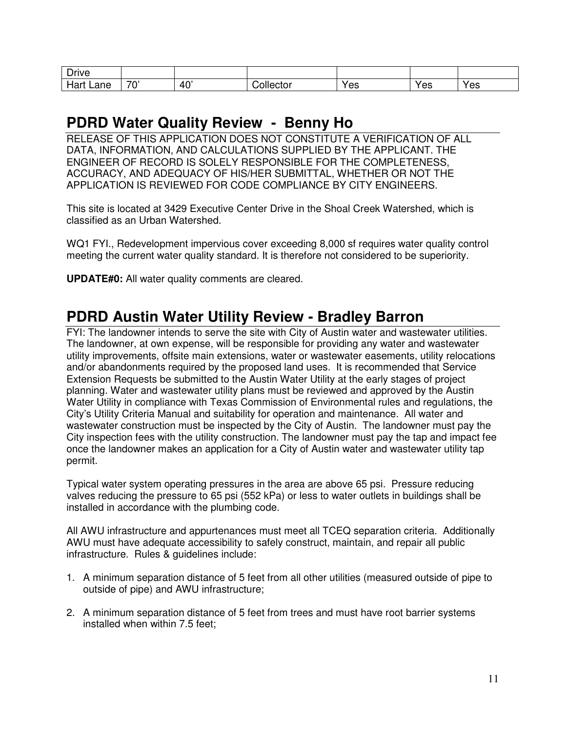| Drive | | | | | | |
|---|---|---|---|---|---|---|
| Hart Lane | 70' | 40' | Collector | Yes | Yes | Yes |

## PDRD Water Quality Review - Benny Ho

RELEASE OF THIS APPLICATION DOES NOT CONSTITUTE A VERIFICATION OF ALL DATA, INFORMATION, AND CALCULATIONS SUPPLIED BY THE APPLICANT. THE ENGINEER OF RECORD IS SOLELY RESPONSIBLE FOR THE COMPLETENESS, ACCURACY, AND ADEQUACY OF HIS/HER SUBMITTAL, WHETHER OR NOT THE APPLICATION IS REVIEWED FOR CODE COMPLIANCE BY CITY ENGINEERS.

This site is located at 3429 Executive Center Drive in the Shoal Creek Watershed, which is classified as an Urban Watershed.

WQ1 FYI., Redevelopment impervious cover exceeding 8,000 sf requires water quality control meeting the current water quality standard. It is therefore not considered to be superiority.

**UPDATE#0:** All water quality comments are cleared.

## PDRD Austin Water Utility Review - Bradley Barron

FYI: The landowner intends to serve the site with City of Austin water and wastewater utilities. The landowner, at own expense, will be responsible for providing any water and wastewater utility improvements, offsite main extensions, water or wastewater easements, utility relocations and/or abandonments required by the proposed land uses. It is recommended that Service Extension Requests be submitted to the Austin Water Utility at the early stages of project planning. Water and wastewater utility plans must be reviewed and approved by the Austin Water Utility in compliance with Texas Commission of Environmental rules and regulations, the City's Utility Criteria Manual and suitability for operation and maintenance. All water and wastewater construction must be inspected by the City of Austin. The landowner must pay the City inspection fees with the utility construction. The landowner must pay the tap and impact fee once the landowner makes an application for a City of Austin water and wastewater utility tap permit.

Typical water system operating pressures in the area are above 65 psi. Pressure reducing valves reducing the pressure to 65 psi (552 kPa) or less to water outlets in buildings shall be installed in accordance with the plumbing code.

All AWU infrastructure and appurtenances must meet all TCEQ separation criteria. Additionally AWU must have adequate accessibility to safely construct, maintain, and repair all public infrastructure. Rules & guidelines include:

1. A minimum separation distance of 5 feet from all other utilities (measured outside of pipe to outside of pipe) and AWU infrastructure;

2. A minimum separation distance of 5 feet from trees and must have root barrier systems installed when within 7.5 feet;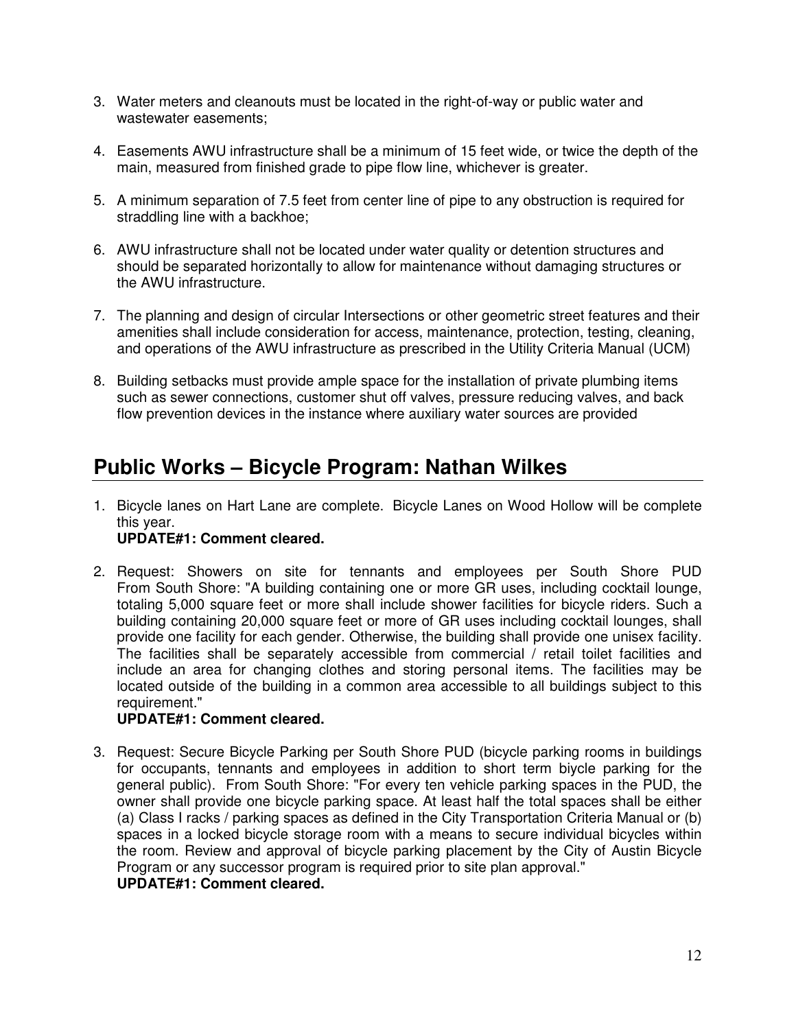3. Water meters and cleanouts must be located in the right-of-way or public water and wastewater easements;

4. Easements AWU infrastructure shall be a minimum of 15 feet wide, or twice the depth of the main, measured from finished grade to pipe flow line, whichever is greater.

5. A minimum separation of 7.5 feet from center line of pipe to any obstruction is required for straddling line with a backhoe;

6. AWU infrastructure shall not be located under water quality or detention structures and should be separated horizontally to allow for maintenance without damaging structures or the AWU infrastructure.

7. The planning and design of circular Intersections or other geometric street features and their amenities shall include consideration for access, maintenance, protection, testing, cleaning, and operations of the AWU infrastructure as prescribed in the Utility Criteria Manual (UCM)

8. Building setbacks must provide ample space for the installation of private plumbing items such as sewer connections, customer shut off valves, pressure reducing valves, and back flow prevention devices in the instance where auxiliary water sources are provided

## Public Works – Bicycle Program: Nathan Wilkes

1. Bicycle lanes on Hart Lane are complete. Bicycle Lanes on Wood Hollow will be complete this year.
   **UPDATE#1: Comment cleared.**

2. Request: Showers on site for tennants and employees per South Shore PUD From South Shore: "A building containing one or more GR uses, including cocktail lounge, totaling 5,000 square feet or more shall include shower facilities for bicycle riders. Such a building containing 20,000 square feet or more of GR uses including cocktail lounges, shall provide one facility for each gender. Otherwise, the building shall provide one unisex facility. The facilities shall be separately accessible from commercial / retail toilet facilities and include an area for changing clothes and storing personal items. The facilities may be located outside of the building in a common area accessible to all buildings subject to this requirement."
   **UPDATE#1: Comment cleared.**

3. Request: Secure Bicycle Parking per South Shore PUD (bicycle parking rooms in buildings for occupants, tennants and employees in addition to short term biycle parking for the general public). From South Shore: "For every ten vehicle parking spaces in the PUD, the owner shall provide one bicycle parking space. At least half the total spaces shall be either (a) Class I racks / parking spaces as defined in the City Transportation Criteria Manual or (b) spaces in a locked bicycle storage room with a means to secure individual bicycles within the room. Review and approval of bicycle parking placement by the City of Austin Bicycle Program or any successor program is required prior to site plan approval."
   **UPDATE#1: Comment cleared.**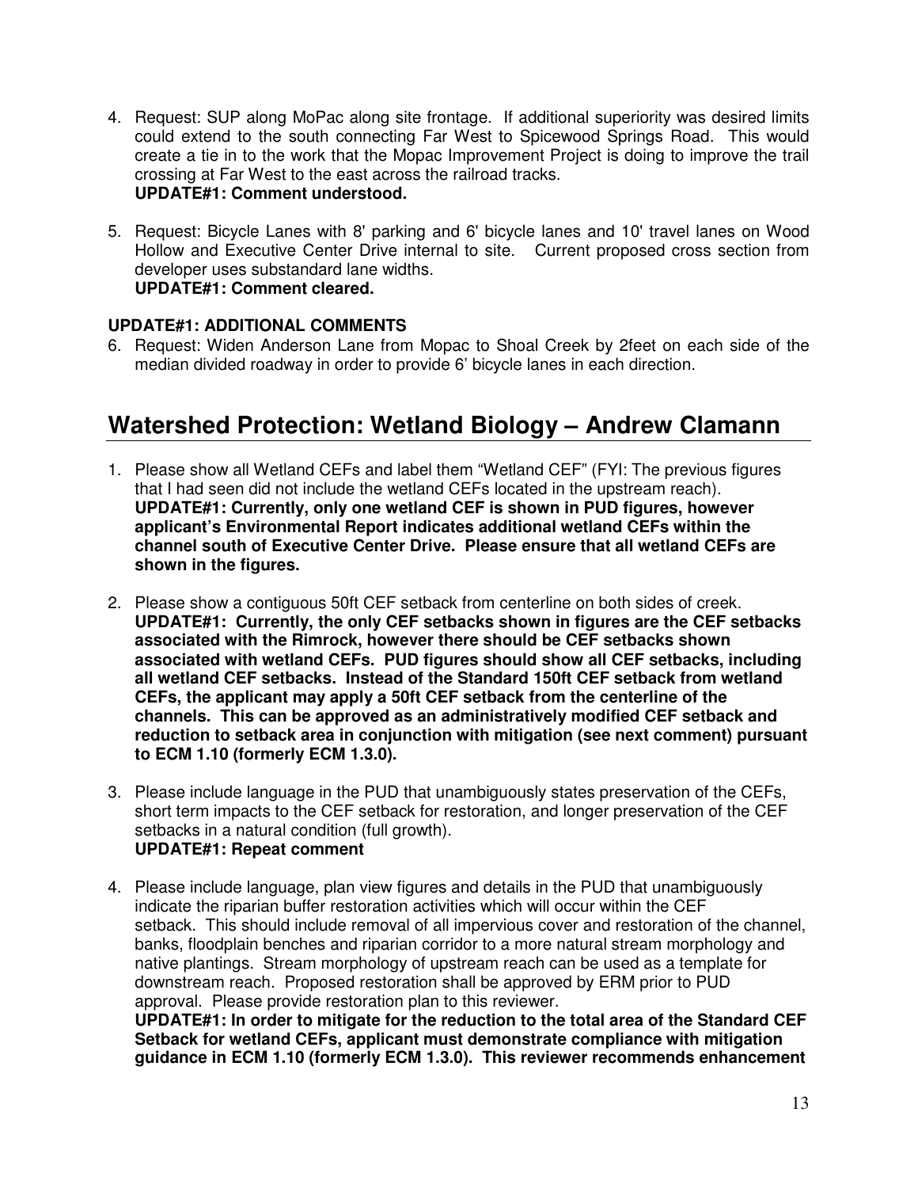4. Request: SUP along MoPac along site frontage. If additional superiority was desired limits could extend to the south connecting Far West to Spicewood Springs Road. This would create a tie in to the work that the Mopac Improvement Project is doing to improve the trail crossing at Far West to the east across the railroad tracks.
   **UPDATE#1: Comment understood.**

5. Request: Bicycle Lanes with 8' parking and 6' bicycle lanes and 10' travel lanes on Wood Hollow and Executive Center Drive internal to site. Current proposed cross section from developer uses substandard lane widths.
   **UPDATE#1: Comment cleared.**

**UPDATE#1: ADDITIONAL COMMENTS**

6. Request: Widen Anderson Lane from Mopac to Shoal Creek by 2feet on each side of the median divided roadway in order to provide 6' bicycle lanes in each direction.

## Watershed Protection: Wetland Biology – Andrew Clamann

1. Please show all Wetland CEFs and label them "Wetland CEF" (FYI: The previous figures that I had seen did not include the wetland CEFs located in the upstream reach).
   **UPDATE#1: Currently, only one wetland CEF is shown in PUD figures, however applicant's Environmental Report indicates additional wetland CEFs within the channel south of Executive Center Drive. Please ensure that all wetland CEFs are shown in the figures.**

2. Please show a contiguous 50ft CEF setback from centerline on both sides of creek.
   **UPDATE#1: Currently, the only CEF setbacks shown in figures are the CEF setbacks associated with the Rimrock, however there should be CEF setbacks shown associated with wetland CEFs. PUD figures should show all CEF setbacks, including all wetland CEF setbacks. Instead of the Standard 150ft CEF setback from wetland CEFs, the applicant may apply a 50ft CEF setback from the centerline of the channels. This can be approved as an administratively modified CEF setback and reduction to setback area in conjunction with mitigation (see next comment) pursuant to ECM 1.10 (formerly ECM 1.3.0).**

3. Please include language in the PUD that unambiguously states preservation of the CEFs, short term impacts to the CEF setback for restoration, and longer preservation of the CEF setbacks in a natural condition (full growth).
   **UPDATE#1: Repeat comment**

4. Please include language, plan view figures and details in the PUD that unambiguously indicate the riparian buffer restoration activities which will occur within the CEF setback. This should include removal of all impervious cover and restoration of the channel, banks, floodplain benches and riparian corridor to a more natural stream morphology and native plantings. Stream morphology of upstream reach can be used as a template for downstream reach. Proposed restoration shall be approved by ERM prior to PUD approval. Please provide restoration plan to this reviewer.
   **UPDATE#1: In order to mitigate for the reduction to the total area of the Standard CEF Setback for wetland CEFs, applicant must demonstrate compliance with mitigation guidance in ECM 1.10 (formerly ECM 1.3.0). This reviewer recommends enhancement**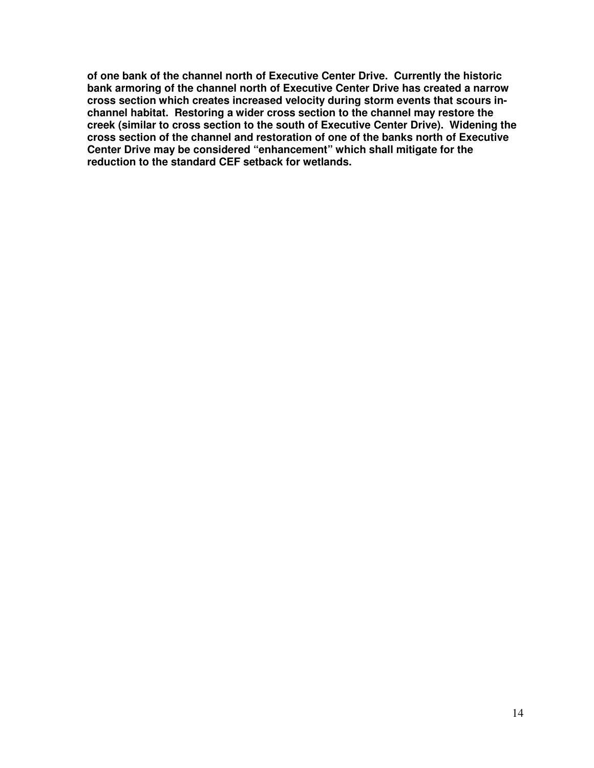**of one bank of the channel north of Executive Center Drive. Currently the historic bank armoring of the channel north of Executive Center Drive has created a narrow cross section which creates increased velocity during storm events that scours in-channel habitat. Restoring a wider cross section to the channel may restore the creek (similar to cross section to the south of Executive Center Drive). Widening the cross section of the channel and restoration of one of the banks north of Executive Center Drive may be considered "enhancement" which shall mitigate for the reduction to the standard CEF setback for wetlands.**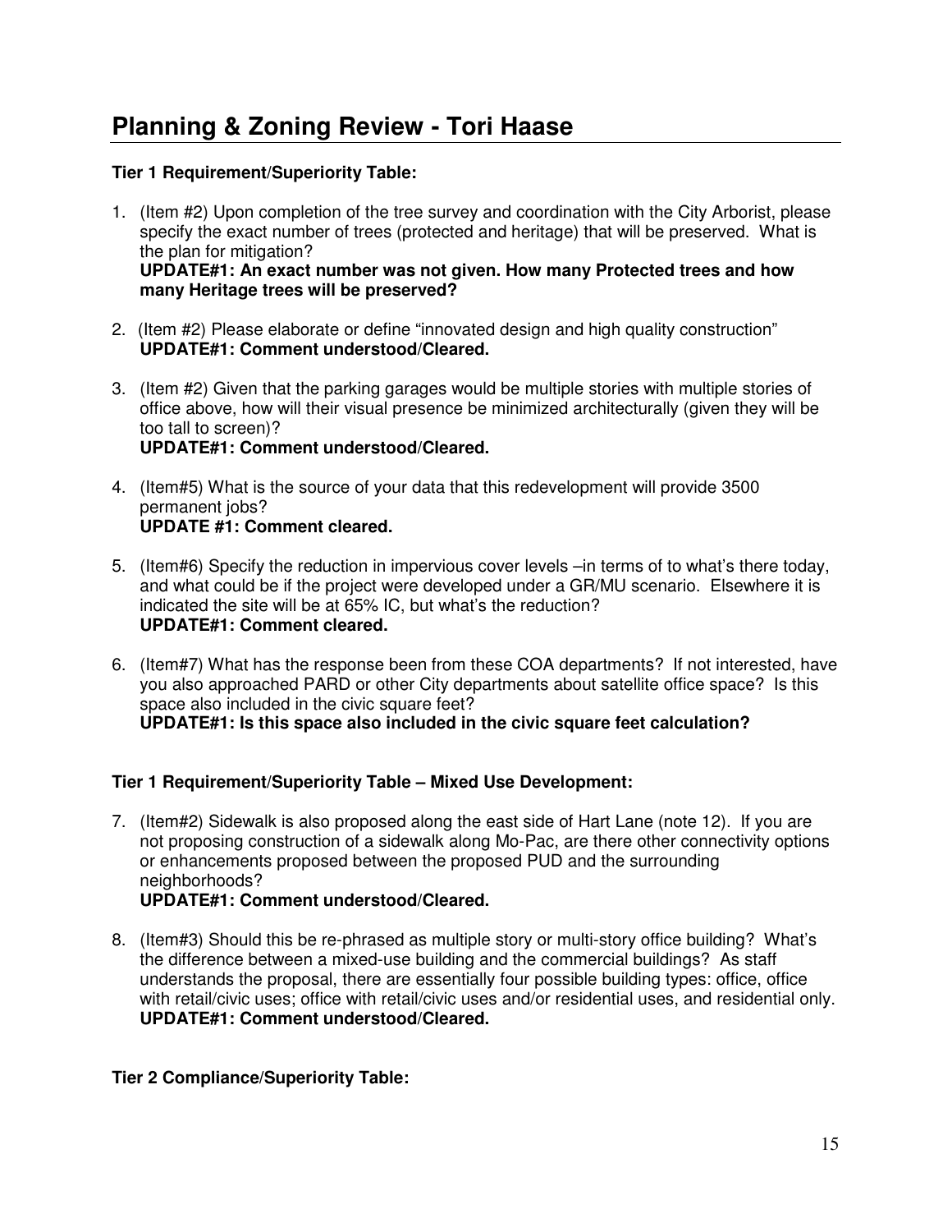# Planning & Zoning Review - Tori Haase

**Tier 1 Requirement/Superiority Table:**

1. (Item #2) Upon completion of the tree survey and coordination with the City Arborist, please specify the exact number of trees (protected and heritage) that will be preserved. What is the plan for mitigation?
   **UPDATE#1: An exact number was not given. How many Protected trees and how many Heritage trees will be preserved?**

2. (Item #2) Please elaborate or define "innovated design and high quality construction"
   **UPDATE#1: Comment understood/Cleared.**

3. (Item #2) Given that the parking garages would be multiple stories with multiple stories of office above, how will their visual presence be minimized architecturally (given they will be too tall to screen)?
   **UPDATE#1: Comment understood/Cleared.**

4. (Item#5) What is the source of your data that this redevelopment will provide 3500 permanent jobs?
   **UPDATE #1: Comment cleared.**

5. (Item#6) Specify the reduction in impervious cover levels –in terms of to what's there today, and what could be if the project were developed under a GR/MU scenario. Elsewhere it is indicated the site will be at 65% IC, but what's the reduction?
   **UPDATE#1: Comment cleared.**

6. (Item#7) What has the response been from these COA departments? If not interested, have you also approached PARD or other City departments about satellite office space? Is this space also included in the civic square feet?
   **UPDATE#1: Is this space also included in the civic square feet calculation?**

**Tier 1 Requirement/Superiority Table – Mixed Use Development:**

7. (Item#2) Sidewalk is also proposed along the east side of Hart Lane (note 12). If you are not proposing construction of a sidewalk along Mo-Pac, are there other connectivity options or enhancements proposed between the proposed PUD and the surrounding neighborhoods?
   **UPDATE#1: Comment understood/Cleared.**

8. (Item#3) Should this be re-phrased as multiple story or multi-story office building? What's the difference between a mixed-use building and the commercial buildings? As staff understands the proposal, there are essentially four possible building types: office, office with retail/civic uses; office with retail/civic uses and/or residential uses, and residential only.
   **UPDATE#1: Comment understood/Cleared.**

**Tier 2 Compliance/Superiority Table:**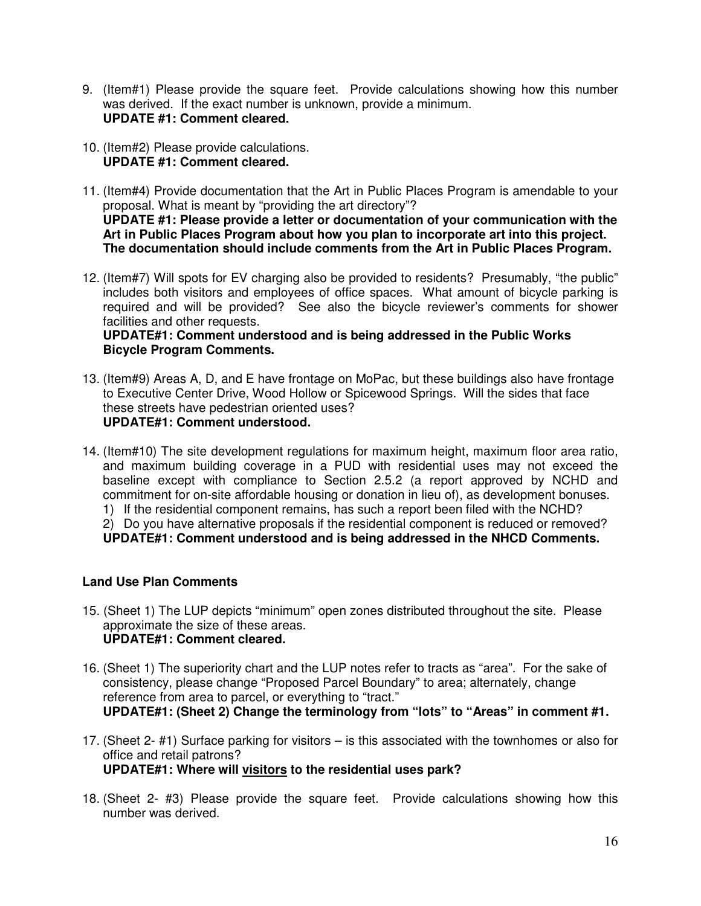9. (Item#1) Please provide the square feet. Provide calculations showing how this number was derived. If the exact number is unknown, provide a minimum.
   **UPDATE #1: Comment cleared.**

10. (Item#2) Please provide calculations.
    **UPDATE #1: Comment cleared.**

11. (Item#4) Provide documentation that the Art in Public Places Program is amendable to your proposal. What is meant by "providing the art directory"?
    **UPDATE #1: Please provide a letter or documentation of your communication with the Art in Public Places Program about how you plan to incorporate art into this project. The documentation should include comments from the Art in Public Places Program.**

12. (Item#7) Will spots for EV charging also be provided to residents? Presumably, "the public" includes both visitors and employees of office spaces. What amount of bicycle parking is required and will be provided? See also the bicycle reviewer's comments for shower facilities and other requests.
    **UPDATE#1: Comment understood and is being addressed in the Public Works Bicycle Program Comments.**

13. (Item#9) Areas A, D, and E have frontage on MoPac, but these buildings also have frontage to Executive Center Drive, Wood Hollow or Spicewood Springs. Will the sides that face these streets have pedestrian oriented uses?
    **UPDATE#1: Comment understood.**

14. (Item#10) The site development regulations for maximum height, maximum floor area ratio, and maximum building coverage in a PUD with residential uses may not exceed the baseline except with compliance to Section 2.5.2 (a report approved by NCHD and commitment for on-site affordable housing or donation in lieu of), as development bonuses.
    1) If the residential component remains, has such a report been filed with the NCHD?
    2) Do you have alternative proposals if the residential component is reduced or removed?

    **UPDATE#1: Comment understood and is being addressed in the NHCD Comments.**

### Land Use Plan Comments

15. (Sheet 1) The LUP depicts "minimum" open zones distributed throughout the site. Please approximate the size of these areas.
    **UPDATE#1: Comment cleared.**

16. (Sheet 1) The superiority chart and the LUP notes refer to tracts as "area". For the sake of consistency, please change "Proposed Parcel Boundary" to area; alternately, change reference from area to parcel, or everything to "tract."
    **UPDATE#1: (Sheet 2) Change the terminology from "lots" to "Areas" in comment #1.**

17. (Sheet 2- #1) Surface parking for visitors – is this associated with the townhomes or also for office and retail patrons?
    **UPDATE#1: Where will <u>visitors</u> to the residential uses park?**

18. (Sheet 2- #3) Please provide the square feet. Provide calculations showing how this number was derived.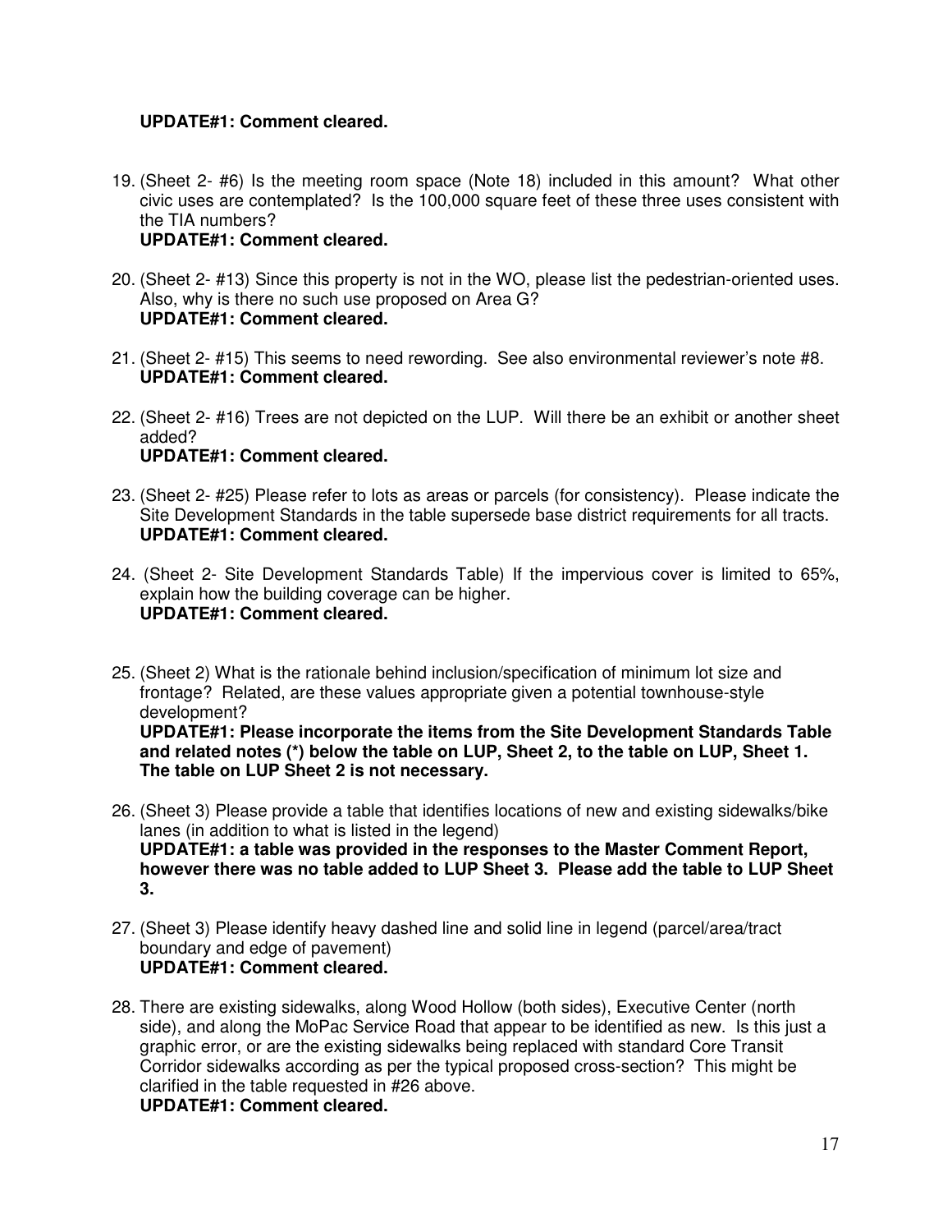**UPDATE#1: Comment cleared.**

19. (Sheet 2- #6) Is the meeting room space (Note 18) included in this amount? What other civic uses are contemplated? Is the 100,000 square feet of these three uses consistent with the TIA numbers?
    **UPDATE#1: Comment cleared.**

20. (Sheet 2- #13) Since this property is not in the WO, please list the pedestrian-oriented uses. Also, why is there no such use proposed on Area G?
    **UPDATE#1: Comment cleared.**

21. (Sheet 2- #15) This seems to need rewording. See also environmental reviewer's note #8.
    **UPDATE#1: Comment cleared.**

22. (Sheet 2- #16) Trees are not depicted on the LUP. Will there be an exhibit or another sheet added?
    **UPDATE#1: Comment cleared.**

23. (Sheet 2- #25) Please refer to lots as areas or parcels (for consistency). Please indicate the Site Development Standards in the table supersede base district requirements for all tracts.
    **UPDATE#1: Comment cleared.**

24. (Sheet 2- Site Development Standards Table) If the impervious cover is limited to 65%, explain how the building coverage can be higher.
    **UPDATE#1: Comment cleared.**

25. (Sheet 2) What is the rationale behind inclusion/specification of minimum lot size and frontage? Related, are these values appropriate given a potential townhouse-style development?
    **UPDATE#1: Please incorporate the items from the Site Development Standards Table and related notes (*) below the table on LUP, Sheet 2, to the table on LUP, Sheet 1. The table on LUP Sheet 2 is not necessary.**

26. (Sheet 3) Please provide a table that identifies locations of new and existing sidewalks/bike lanes (in addition to what is listed in the legend)
    **UPDATE#1: a table was provided in the responses to the Master Comment Report, however there was no table added to LUP Sheet 3. Please add the table to LUP Sheet 3.**

27. (Sheet 3) Please identify heavy dashed line and solid line in legend (parcel/area/tract boundary and edge of pavement)
    **UPDATE#1: Comment cleared.**

28. There are existing sidewalks, along Wood Hollow (both sides), Executive Center (north side), and along the MoPac Service Road that appear to be identified as new. Is this just a graphic error, or are the existing sidewalks being replaced with standard Core Transit Corridor sidewalks according as per the typical proposed cross-section? This might be clarified in the table requested in #26 above.
    **UPDATE#1: Comment cleared.**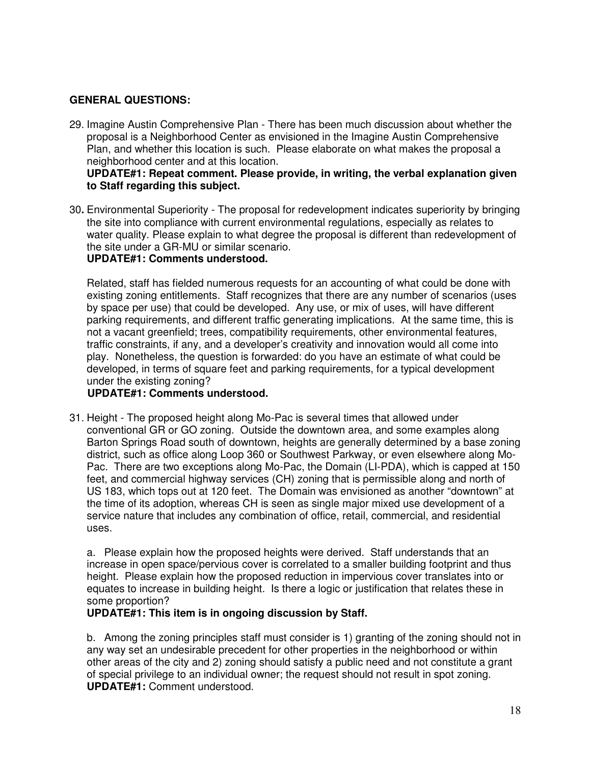**GENERAL QUESTIONS:**

29. Imagine Austin Comprehensive Plan - There has been much discussion about whether the proposal is a Neighborhood Center as envisioned in the Imagine Austin Comprehensive Plan, and whether this location is such. Please elaborate on what makes the proposal a neighborhood center and at this location.
**UPDATE#1: Repeat comment. Please provide, in writing, the verbal explanation given to Staff regarding this subject.**

30. Environmental Superiority - The proposal for redevelopment indicates superiority by bringing the site into compliance with current environmental regulations, especially as relates to water quality. Please explain to what degree the proposal is different than redevelopment of the site under a GR-MU or similar scenario.
**UPDATE#1: Comments understood.**

    Related, staff has fielded numerous requests for an accounting of what could be done with existing zoning entitlements. Staff recognizes that there are any number of scenarios (uses by space per use) that could be developed. Any use, or mix of uses, will have different parking requirements, and different traffic generating implications. At the same time, this is not a vacant greenfield; trees, compatibility requirements, other environmental features, traffic constraints, if any, and a developer's creativity and innovation would all come into play. Nonetheless, the question is forwarded: do you have an estimate of what could be developed, in terms of square feet and parking requirements, for a typical development under the existing zoning?
    **UPDATE#1: Comments understood.**

31. Height - The proposed height along Mo-Pac is several times that allowed under conventional GR or GO zoning. Outside the downtown area, and some examples along Barton Springs Road south of downtown, heights are generally determined by a base zoning district, such as office along Loop 360 or Southwest Parkway, or even elsewhere along Mo-Pac. There are two exceptions along Mo-Pac, the Domain (LI-PDA), which is capped at 150 feet, and commercial highway services (CH) zoning that is permissible along and north of US 183, which tops out at 120 feet. The Domain was envisioned as another "downtown" at the time of its adoption, whereas CH is seen as single major mixed use development of a service nature that includes any combination of office, retail, commercial, and residential uses.

    a. Please explain how the proposed heights were derived. Staff understands that an increase in open space/pervious cover is correlated to a smaller building footprint and thus height. Please explain how the proposed reduction in impervious cover translates into or equates to increase in building height. Is there a logic or justification that relates these in some proportion?
    **UPDATE#1: This item is in ongoing discussion by Staff.**

    b. Among the zoning principles staff must consider is 1) granting of the zoning should not in any way set an undesirable precedent for other properties in the neighborhood or within other areas of the city and 2) zoning should satisfy a public need and not constitute a grant of special privilege to an individual owner; the request should not result in spot zoning.
    **UPDATE#1:** Comment understood.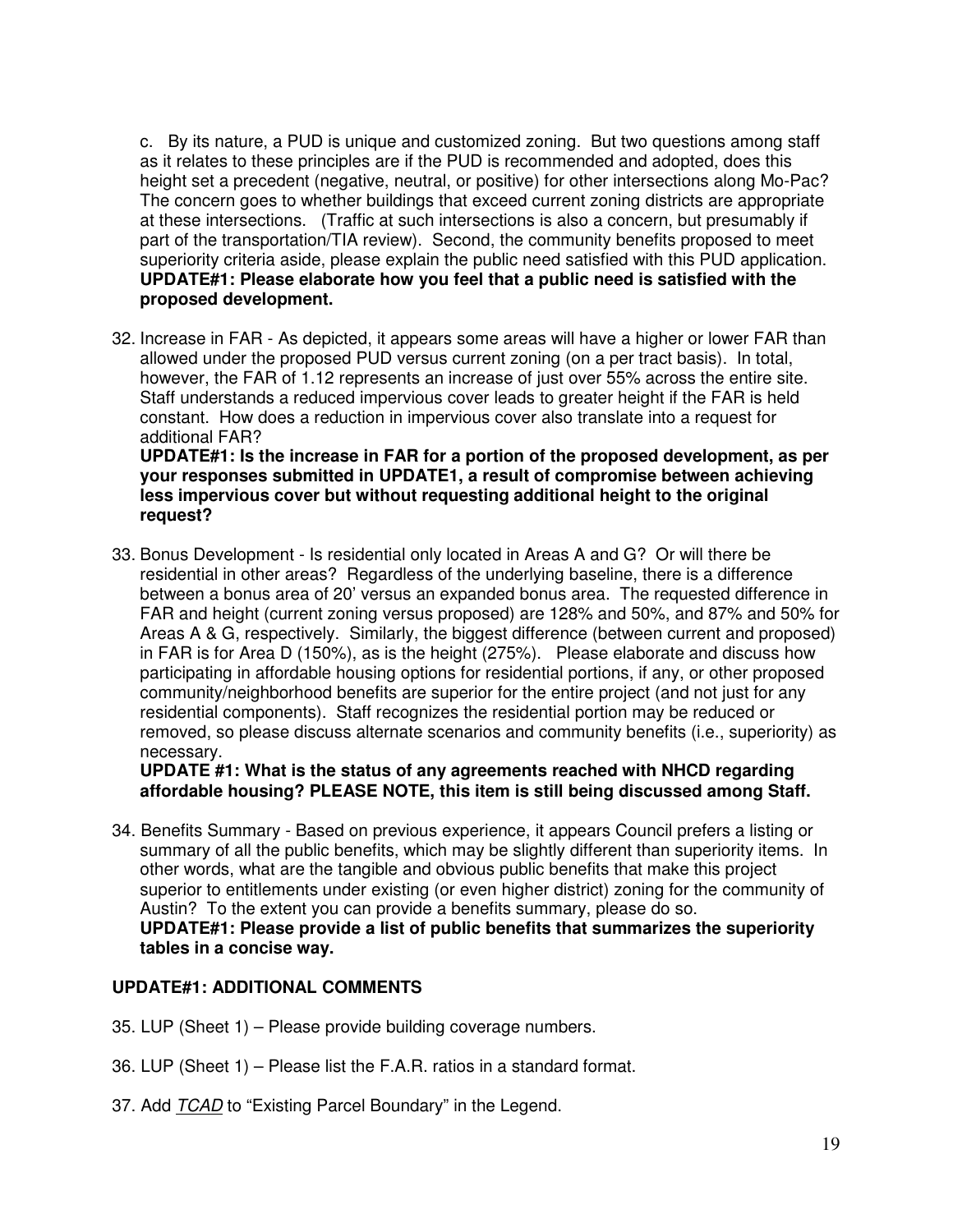c. By its nature, a PUD is unique and customized zoning. But two questions among staff as it relates to these principles are if the PUD is recommended and adopted, does this height set a precedent (negative, neutral, or positive) for other intersections along Mo-Pac? The concern goes to whether buildings that exceed current zoning districts are appropriate at these intersections. (Traffic at such intersections is also a concern, but presumably if part of the transportation/TIA review). Second, the community benefits proposed to meet superiority criteria aside, please explain the public need satisfied with this PUD application. **UPDATE#1: Please elaborate how you feel that a public need is satisfied with the proposed development.**

32. Increase in FAR - As depicted, it appears some areas will have a higher or lower FAR than allowed under the proposed PUD versus current zoning (on a per tract basis). In total, however, the FAR of 1.12 represents an increase of just over 55% across the entire site. Staff understands a reduced impervious cover leads to greater height if the FAR is held constant. How does a reduction in impervious cover also translate into a request for additional FAR?
    **UPDATE#1: Is the increase in FAR for a portion of the proposed development, as per your responses submitted in UPDATE1, a result of compromise between achieving less impervious cover but without requesting additional height to the original request?**

33. Bonus Development - Is residential only located in Areas A and G? Or will there be residential in other areas? Regardless of the underlying baseline, there is a difference between a bonus area of 20' versus an expanded bonus area. The requested difference in FAR and height (current zoning versus proposed) are 128% and 50%, and 87% and 50% for Areas A & G, respectively. Similarly, the biggest difference (between current and proposed) in FAR is for Area D (150%), as is the height (275%). Please elaborate and discuss how participating in affordable housing options for residential portions, if any, or other proposed community/neighborhood benefits are superior for the entire project (and not just for any residential components). Staff recognizes the residential portion may be reduced or removed, so please discuss alternate scenarios and community benefits (i.e., superiority) as necessary.
    **UPDATE #1: What is the status of any agreements reached with NHCD regarding affordable housing? PLEASE NOTE, this item is still being discussed among Staff.**

34. Benefits Summary - Based on previous experience, it appears Council prefers a listing or summary of all the public benefits, which may be slightly different than superiority items. In other words, what are the tangible and obvious public benefits that make this project superior to entitlements under existing (or even higher district) zoning for the community of Austin? To the extent you can provide a benefits summary, please do so.
    **UPDATE#1: Please provide a list of public benefits that summarizes the superiority tables in a concise way.**

**UPDATE#1: ADDITIONAL COMMENTS**

35. LUP (Sheet 1) – Please provide building coverage numbers.

36. LUP (Sheet 1) – Please list the F.A.R. ratios in a standard format.

37. Add <u>*TCAD*</u> to "Existing Parcel Boundary" in the Legend.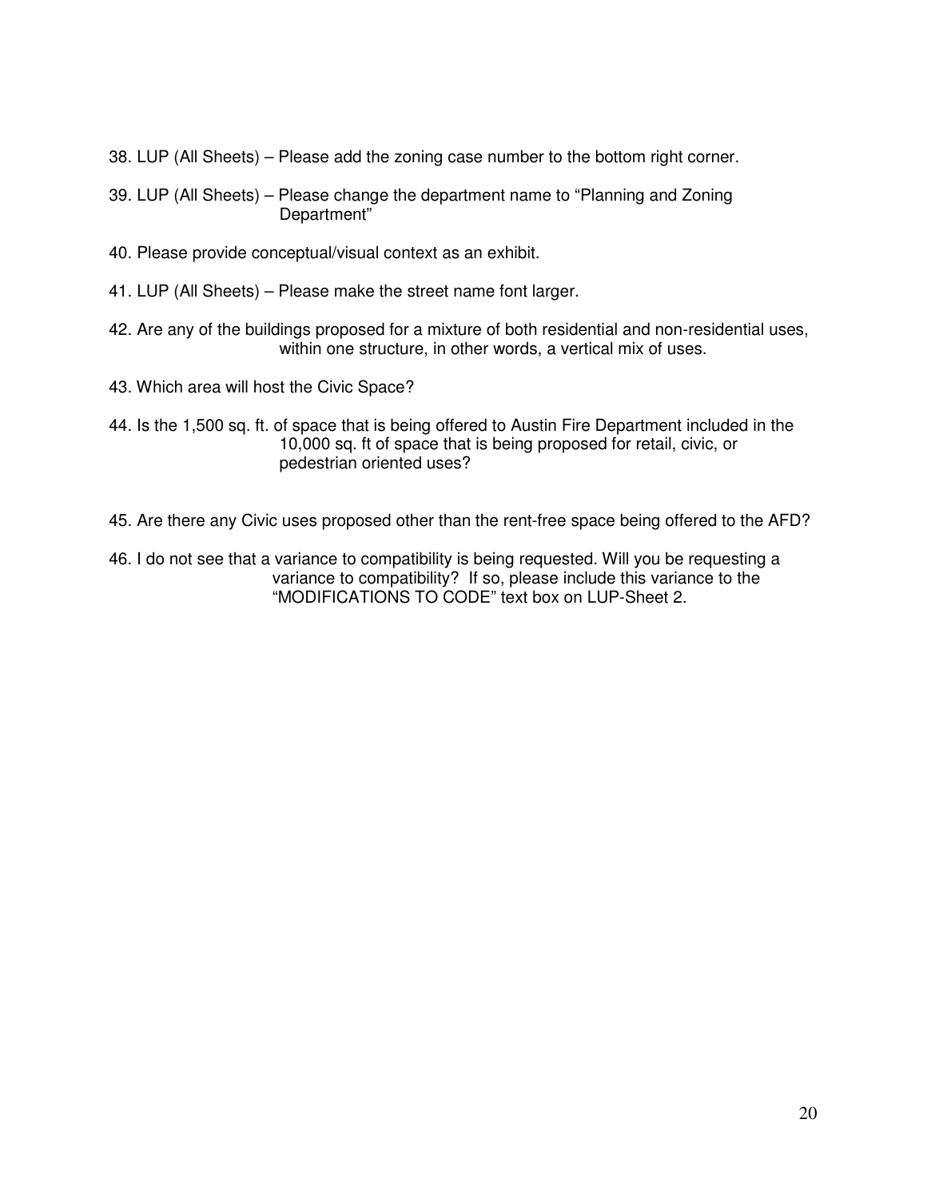38. LUP (All Sheets) – Please add the zoning case number to the bottom right corner.

39. LUP (All Sheets) – Please change the department name to "Planning and Zoning Department"

40. Please provide conceptual/visual context as an exhibit.

41. LUP (All Sheets) – Please make the street name font larger.

42. Are any of the buildings proposed for a mixture of both residential and non-residential uses, within one structure, in other words, a vertical mix of uses.

43. Which area will host the Civic Space?

44. Is the 1,500 sq. ft. of space that is being offered to Austin Fire Department included in the 10,000 sq. ft of space that is being proposed for retail, civic, or pedestrian oriented uses?

45. Are there any Civic uses proposed other than the rent-free space being offered to the AFD?

46. I do not see that a variance to compatibility is being requested. Will you be requesting a variance to compatibility? If so, please include this variance to the "MODIFICATIONS TO CODE" text box on LUP-Sheet 2.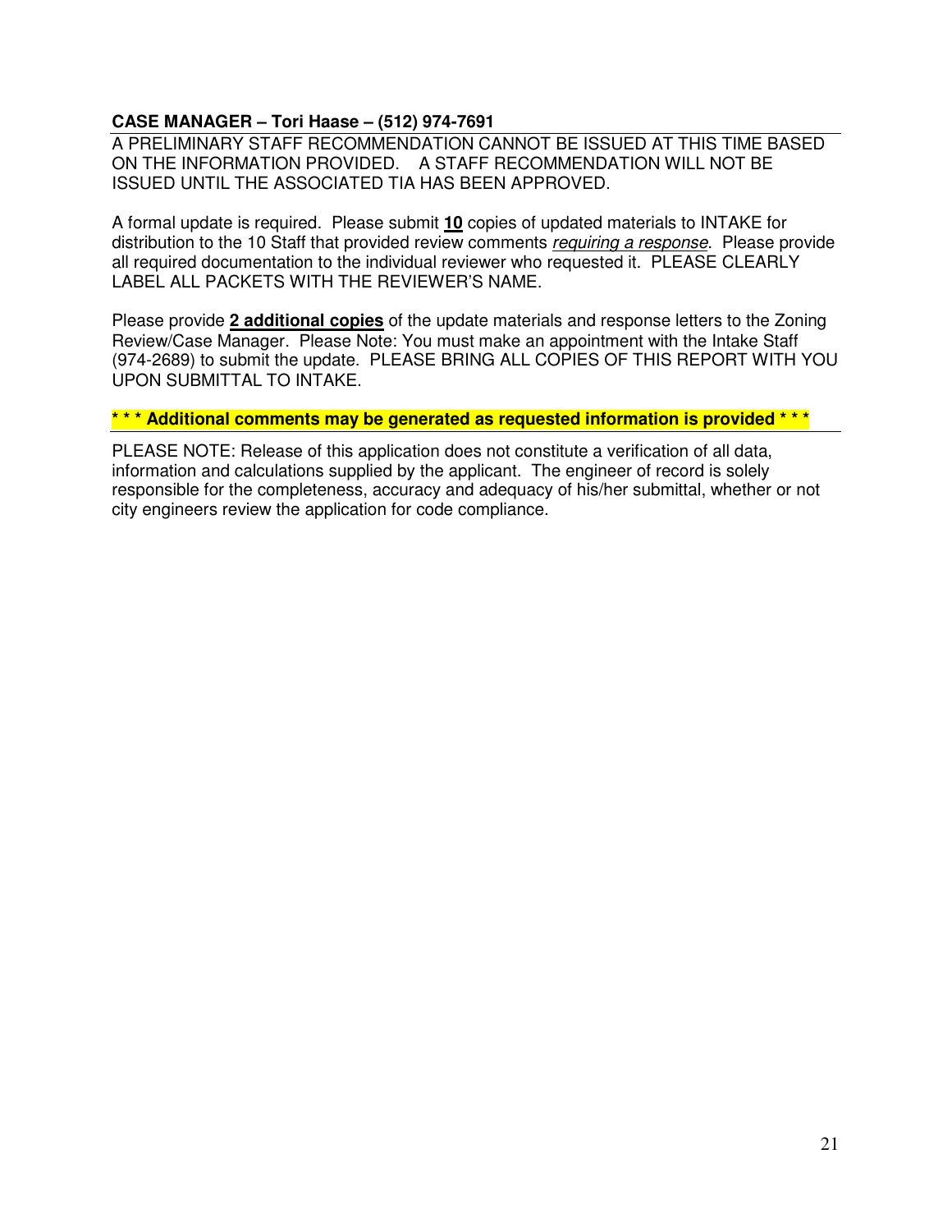**CASE MANAGER – Tori Haase – (512) 974-7691**

A PRELIMINARY STAFF RECOMMENDATION CANNOT BE ISSUED AT THIS TIME BASED ON THE INFORMATION PROVIDED. A STAFF RECOMMENDATION WILL NOT BE ISSUED UNTIL THE ASSOCIATED TIA HAS BEEN APPROVED.

A formal update is required. Please submit **10** copies of updated materials to INTAKE for distribution to the 10 Staff that provided review comments *requiring a response*. Please provide all required documentation to the individual reviewer who requested it. PLEASE CLEARLY LABEL ALL PACKETS WITH THE REVIEWER'S NAME.

Please provide **2 additional copies** of the update materials and response letters to the Zoning Review/Case Manager. Please Note: You must make an appointment with the Intake Staff (974-2689) to submit the update. PLEASE BRING ALL COPIES OF THIS REPORT WITH YOU UPON SUBMITTAL TO INTAKE.

**\* \* \* Additional comments may be generated as requested information is provided \* \* \***

PLEASE NOTE: Release of this application does not constitute a verification of all data, information and calculations supplied by the applicant. The engineer of record is solely responsible for the completeness, accuracy and adequacy of his/her submittal, whether or not city engineers review the application for code compliance.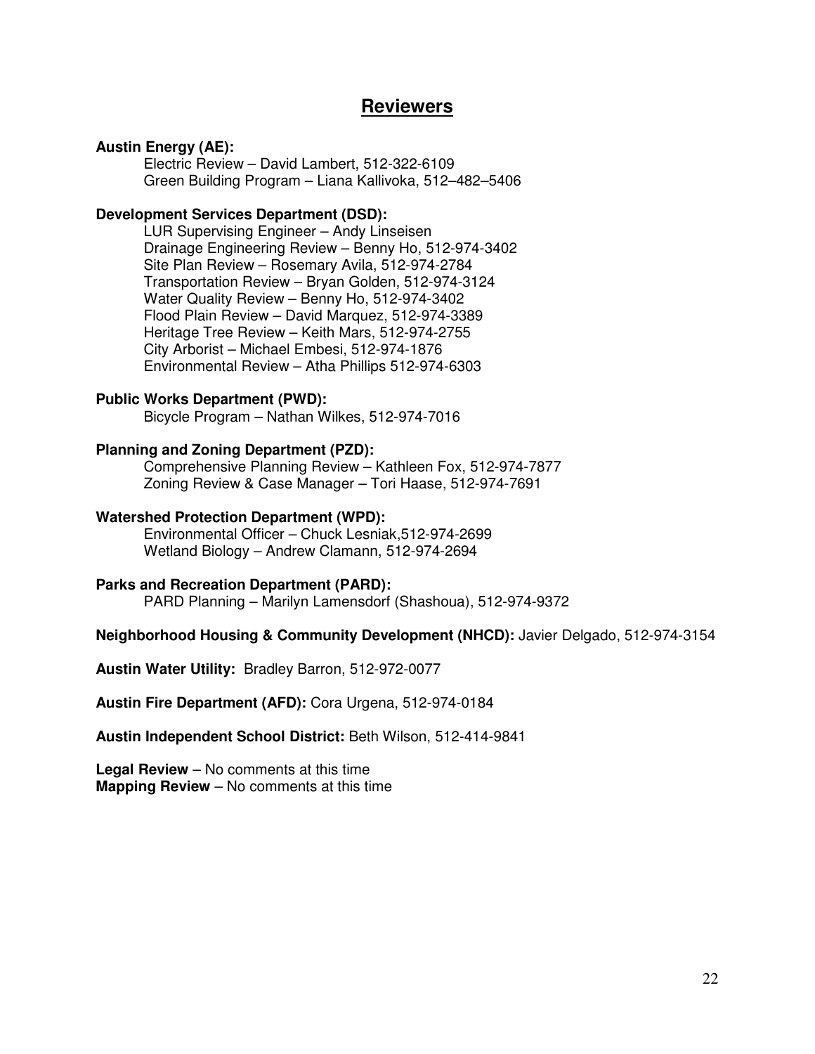# Reviewers

**Austin Energy (AE):**

Electric Review – David Lambert, 512-322-6109
Green Building Program – Liana Kallivoka, 512–482–5406

**Development Services Department (DSD):**

LUR Supervising Engineer – Andy Linseisen
Drainage Engineering Review – Benny Ho, 512-974-3402
Site Plan Review – Rosemary Avila, 512-974-2784
Transportation Review – Bryan Golden, 512-974-3124
Water Quality Review – Benny Ho, 512-974-3402
Flood Plain Review – David Marquez, 512-974-3389
Heritage Tree Review – Keith Mars, 512-974-2755
City Arborist – Michael Embesi, 512-974-1876
Environmental Review – Atha Phillips 512-974-6303

**Public Works Department (PWD):**

Bicycle Program – Nathan Wilkes, 512-974-7016

**Planning and Zoning Department (PZD):**

Comprehensive Planning Review – Kathleen Fox, 512-974-7877
Zoning Review & Case Manager – Tori Haase, 512-974-7691

**Watershed Protection Department (WPD):**

Environmental Officer – Chuck Lesniak,512-974-2699
Wetland Biology – Andrew Clamann, 512-974-2694

**Parks and Recreation Department (PARD):**

PARD Planning – Marilyn Lamensdorf (Shashoua), 512-974-9372

**Neighborhood Housing & Community Development (NHCD):** Javier Delgado, 512-974-3154

**Austin Water Utility:** Bradley Barron, 512-972-0077

**Austin Fire Department (AFD):** Cora Urgena, 512-974-0184

**Austin Independent School District:** Beth Wilson, 512-414-9841

**Legal Review** – No comments at this time
**Mapping Review** – No comments at this time